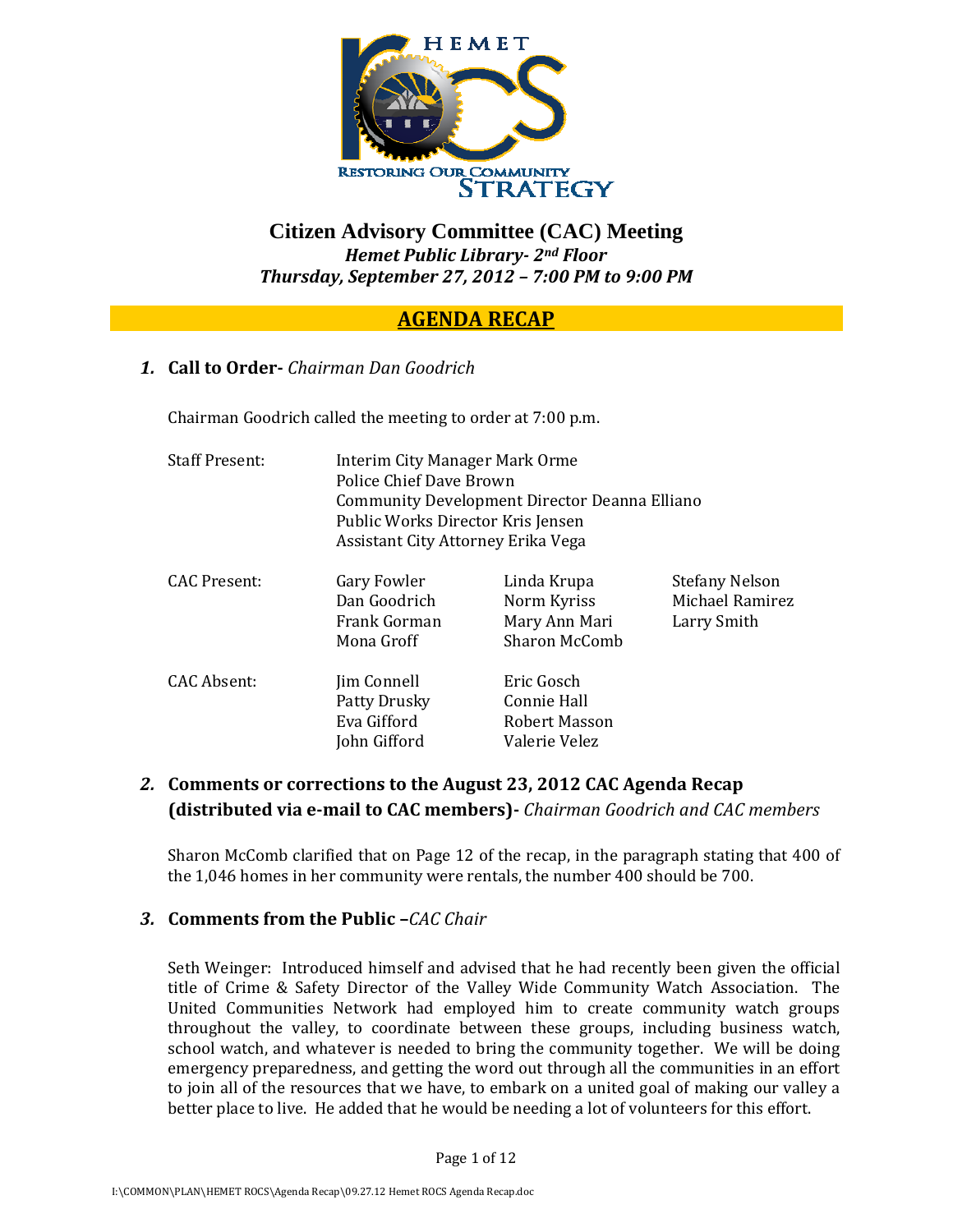# Citizen Advisory Committee (CAC) Meeting

***Hemet Public Library- 2nd Floor***

***Thursday, September 27, 2012 – 7:00 PM to 9:00 PM***

## AGENDA RECAP

***1.*** **Call to Order-** *Chairman Dan Goodrich*

Chairman Goodrich called the meeting to order at 7:00 p.m.

| | | | |
|---|---|---|---|
| Staff Present: | Interim City Manager Mark Orme | | |
| | Police Chief Dave Brown | | |
| | Community Development Director Deanna Elliano | | |
| | Public Works Director Kris Jensen | | |
| | Assistant City Attorney Erika Vega | | |
| CAC Present: | Gary Fowler | Linda Krupa | Stefany Nelson |
| | Dan Goodrich | Norm Kyriss | Michael Ramirez |
| | Frank Gorman | Mary Ann Mari | Larry Smith |
| | Mona Groff | Sharon McComb | |
| CAC Absent: | Jim Connell | Eric Gosch | |
| | Patty Drusky | Connie Hall | |
| | Eva Gifford | Robert Masson | |
| | John Gifford | Valerie Velez | |

***2.*** **Comments or corrections to the August 23, 2012 CAC Agenda Recap (distributed via e-mail to CAC members)-** *Chairman Goodrich and CAC members*

Sharon McComb clarified that on Page 12 of the recap, in the paragraph stating that 400 of the 1,046 homes in her community were rentals, the number 400 should be 700.

***3.*** **Comments from the Public –***CAC Chair*

Seth Weinger: Introduced himself and advised that he had recently been given the official title of Crime & Safety Director of the Valley Wide Community Watch Association. The United Communities Network had employed him to create community watch groups throughout the valley, to coordinate between these groups, including business watch, school watch, and whatever is needed to bring the community together. We will be doing emergency preparedness, and getting the word out through all the communities in an effort to join all of the resources that we have, to embark on a united goal of making our valley a better place to live. He added that he would be needing a lot of volunteers for this effort.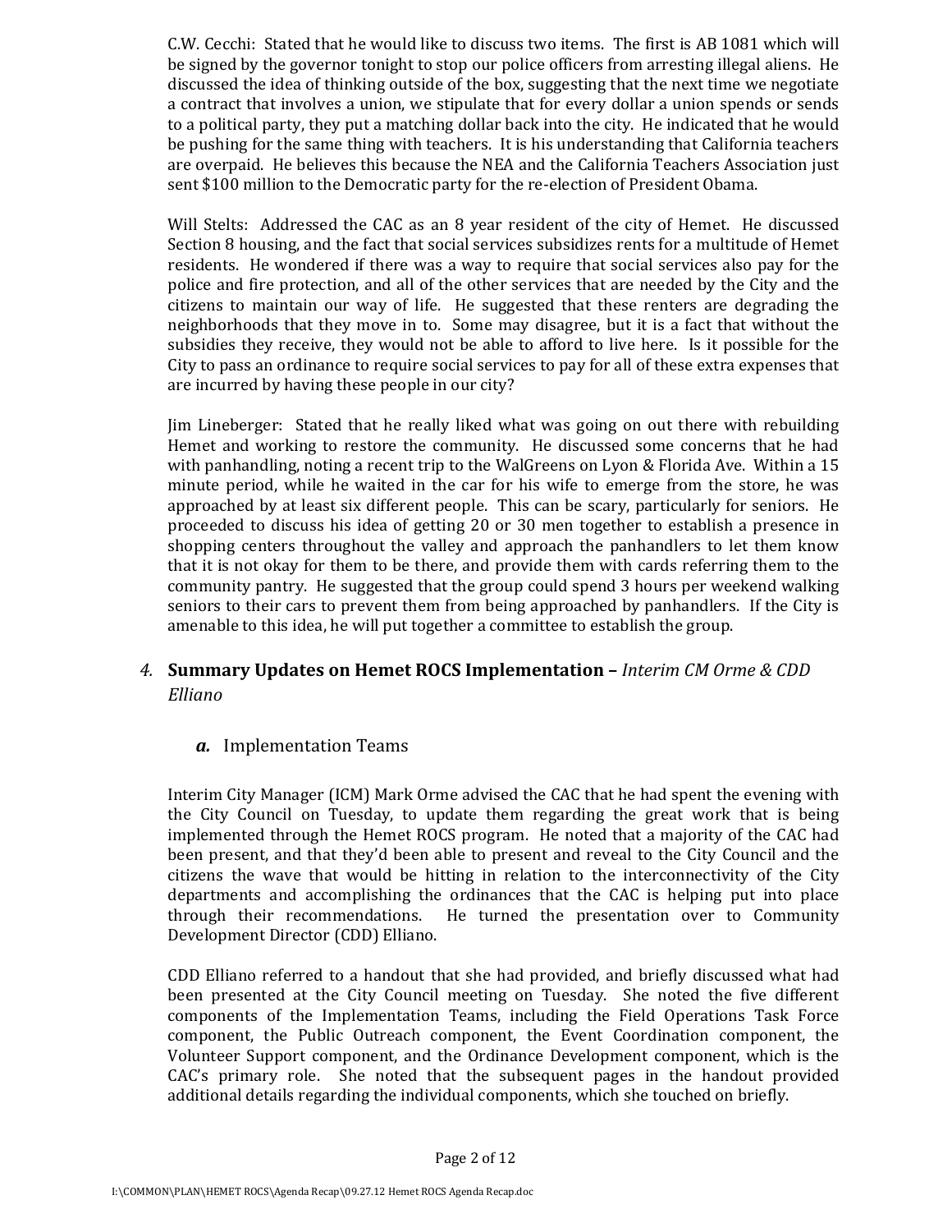C.W. Cecchi: Stated that he would like to discuss two items. The first is AB 1081 which will be signed by the governor tonight to stop our police officers from arresting illegal aliens. He discussed the idea of thinking outside of the box, suggesting that the next time we negotiate a contract that involves a union, we stipulate that for every dollar a union spends or sends to a political party, they put a matching dollar back into the city. He indicated that he would be pushing for the same thing with teachers. It is his understanding that California teachers are overpaid. He believes this because the NEA and the California Teachers Association just sent $100 million to the Democratic party for the re-election of President Obama.

Will Stelts: Addressed the CAC as an 8 year resident of the city of Hemet. He discussed Section 8 housing, and the fact that social services subsidizes rents for a multitude of Hemet residents. He wondered if there was a way to require that social services also pay for the police and fire protection, and all of the other services that are needed by the City and the citizens to maintain our way of life. He suggested that these renters are degrading the neighborhoods that they move in to. Some may disagree, but it is a fact that without the subsidies they receive, they would not be able to afford to live here. Is it possible for the City to pass an ordinance to require social services to pay for all of these extra expenses that are incurred by having these people in our city?

Jim Lineberger: Stated that he really liked what was going on out there with rebuilding Hemet and working to restore the community. He discussed some concerns that he had with panhandling, noting a recent trip to the WalGreens on Lyon & Florida Ave. Within a 15 minute period, while he waited in the car for his wife to emerge from the store, he was approached by at least six different people. This can be scary, particularly for seniors. He proceeded to discuss his idea of getting 20 or 30 men together to establish a presence in shopping centers throughout the valley and approach the panhandlers to let them know that it is not okay for them to be there, and provide them with cards referring them to the community pantry. He suggested that the group could spend 3 hours per weekend walking seniors to their cars to prevent them from being approached by panhandlers. If the City is amenable to this idea, he will put together a committee to establish the group.

## 4. **Summary Updates on Hemet ROCS Implementation –** *Interim CM Orme & CDD Elliano*

### ***a.*** Implementation Teams

Interim City Manager (ICM) Mark Orme advised the CAC that he had spent the evening with the City Council on Tuesday, to update them regarding the great work that is being implemented through the Hemet ROCS program. He noted that a majority of the CAC had been present, and that they'd been able to present and reveal to the City Council and the citizens the wave that would be hitting in relation to the interconnectivity of the City departments and accomplishing the ordinances that the CAC is helping put into place through their recommendations. He turned the presentation over to Community Development Director (CDD) Elliano.

CDD Elliano referred to a handout that she had provided, and briefly discussed what had been presented at the City Council meeting on Tuesday. She noted the five different components of the Implementation Teams, including the Field Operations Task Force component, the Public Outreach component, the Event Coordination component, the Volunteer Support component, and the Ordinance Development component, which is the CAC's primary role. She noted that the subsequent pages in the handout provided additional details regarding the individual components, which she touched on briefly.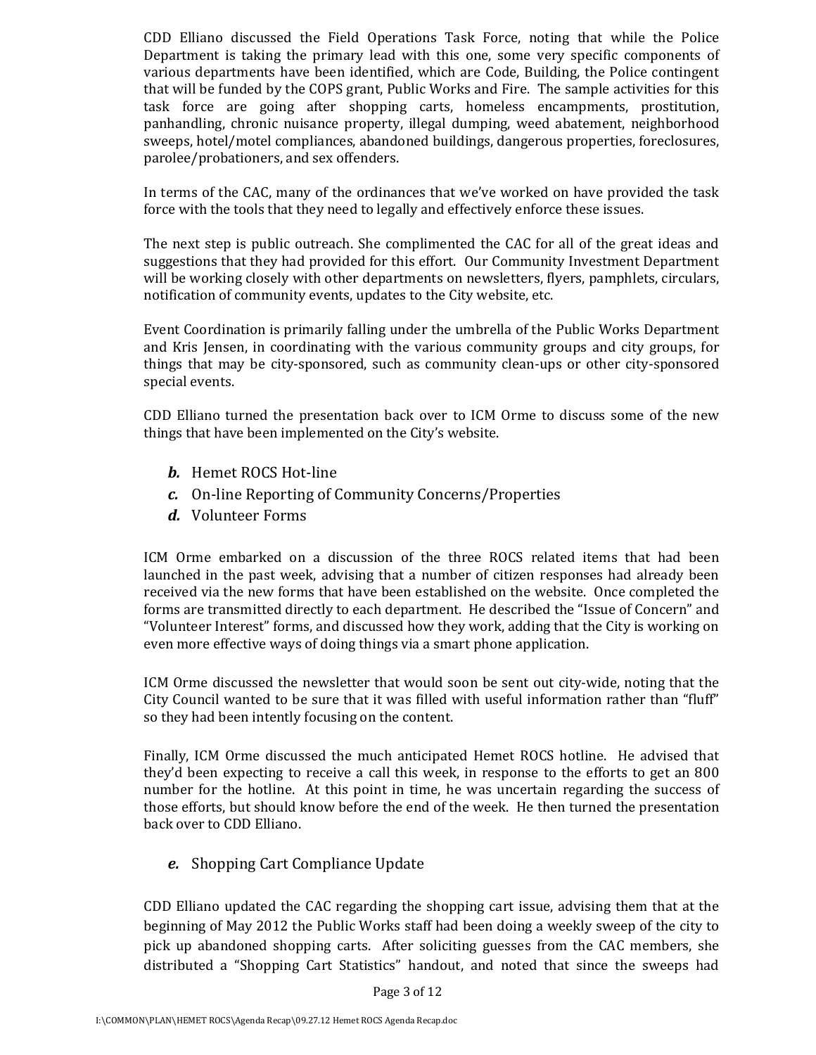CDD Elliano discussed the Field Operations Task Force, noting that while the Police Department is taking the primary lead with this one, some very specific components of various departments have been identified, which are Code, Building, the Police contingent that will be funded by the COPS grant, Public Works and Fire. The sample activities for this task force are going after shopping carts, homeless encampments, prostitution, panhandling, chronic nuisance property, illegal dumping, weed abatement, neighborhood sweeps, hotel/motel compliances, abandoned buildings, dangerous properties, foreclosures, parolee/probationers, and sex offenders.

In terms of the CAC, many of the ordinances that we've worked on have provided the task force with the tools that they need to legally and effectively enforce these issues.

The next step is public outreach. She complimented the CAC for all of the great ideas and suggestions that they had provided for this effort. Our Community Investment Department will be working closely with other departments on newsletters, flyers, pamphlets, circulars, notification of community events, updates to the City website, etc.

Event Coordination is primarily falling under the umbrella of the Public Works Department and Kris Jensen, in coordinating with the various community groups and city groups, for things that may be city-sponsored, such as community clean-ups or other city-sponsored special events.

CDD Elliano turned the presentation back over to ICM Orme to discuss some of the new things that have been implemented on the City's website.

- ***b.*** Hemet ROCS Hot-line
- ***c.*** On-line Reporting of Community Concerns/Properties
- ***d.*** Volunteer Forms

ICM Orme embarked on a discussion of the three ROCS related items that had been launched in the past week, advising that a number of citizen responses had already been received via the new forms that have been established on the website. Once completed the forms are transmitted directly to each department. He described the "Issue of Concern" and "Volunteer Interest" forms, and discussed how they work, adding that the City is working on even more effective ways of doing things via a smart phone application.

ICM Orme discussed the newsletter that would soon be sent out city-wide, noting that the City Council wanted to be sure that it was filled with useful information rather than "fluff" so they had been intently focusing on the content.

Finally, ICM Orme discussed the much anticipated Hemet ROCS hotline. He advised that they'd been expecting to receive a call this week, in response to the efforts to get an 800 number for the hotline. At this point in time, he was uncertain regarding the success of those efforts, but should know before the end of the week. He then turned the presentation back over to CDD Elliano.

- ***e.*** Shopping Cart Compliance Update

CDD Elliano updated the CAC regarding the shopping cart issue, advising them that at the beginning of May 2012 the Public Works staff had been doing a weekly sweep of the city to pick up abandoned shopping carts. After soliciting guesses from the CAC members, she distributed a "Shopping Cart Statistics" handout, and noted that since the sweeps had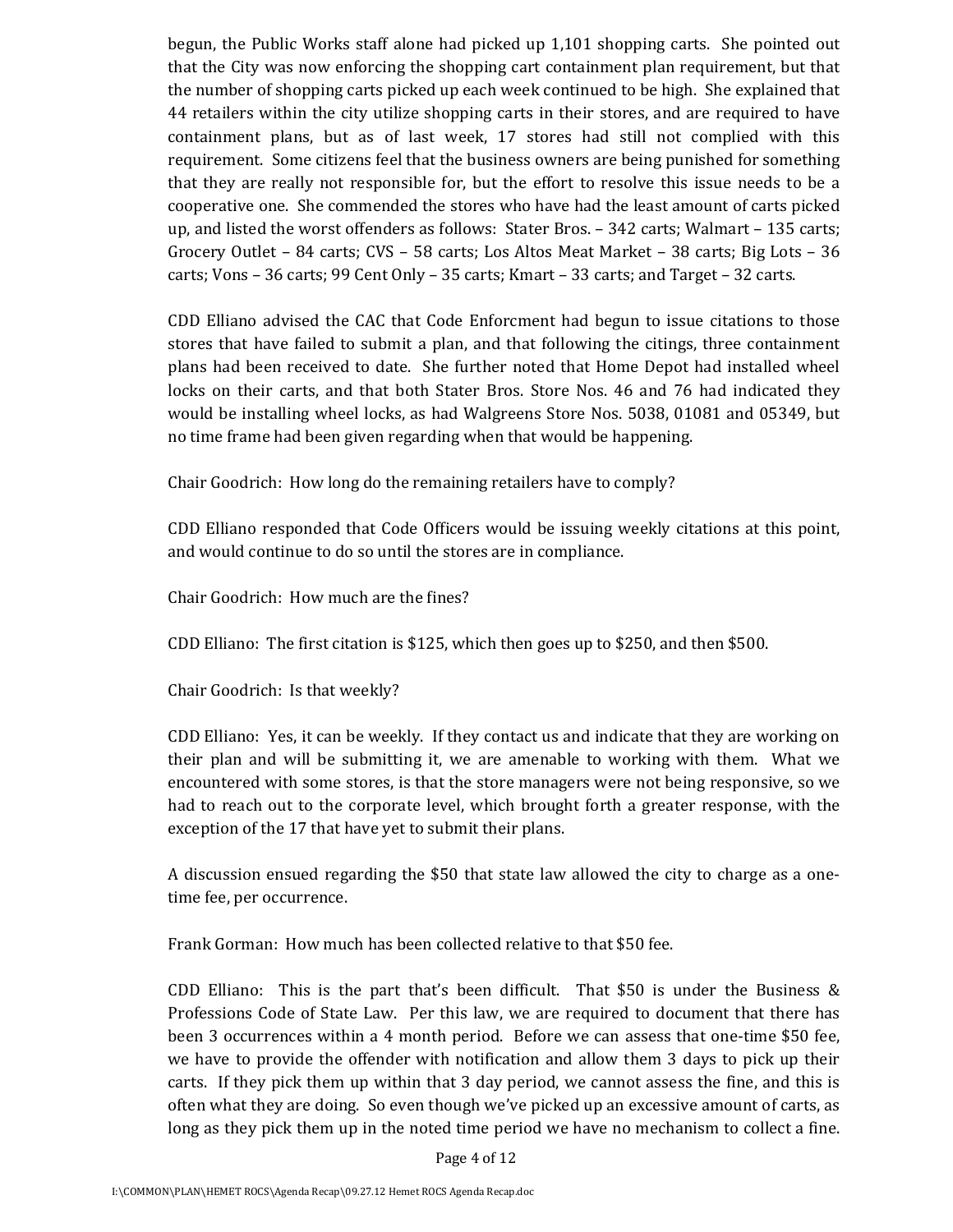begun, the Public Works staff alone had picked up 1,101 shopping carts. She pointed out that the City was now enforcing the shopping cart containment plan requirement, but that the number of shopping carts picked up each week continued to be high. She explained that 44 retailers within the city utilize shopping carts in their stores, and are required to have containment plans, but as of last week, 17 stores had still not complied with this requirement. Some citizens feel that the business owners are being punished for something that they are really not responsible for, but the effort to resolve this issue needs to be a cooperative one. She commended the stores who have had the least amount of carts picked up, and listed the worst offenders as follows: Stater Bros. – 342 carts; Walmart – 135 carts; Grocery Outlet – 84 carts; CVS – 58 carts; Los Altos Meat Market – 38 carts; Big Lots – 36 carts; Vons – 36 carts; 99 Cent Only – 35 carts; Kmart – 33 carts; and Target – 32 carts.

CDD Elliano advised the CAC that Code Enforcment had begun to issue citations to those stores that have failed to submit a plan, and that following the citings, three containment plans had been received to date. She further noted that Home Depot had installed wheel locks on their carts, and that both Stater Bros. Store Nos. 46 and 76 had indicated they would be installing wheel locks, as had Walgreens Store Nos. 5038, 01081 and 05349, but no time frame had been given regarding when that would be happening.

Chair Goodrich: How long do the remaining retailers have to comply?

CDD Elliano responded that Code Officers would be issuing weekly citations at this point, and would continue to do so until the stores are in compliance.

Chair Goodrich: How much are the fines?

CDD Elliano: The first citation is $125, which then goes up to $250, and then $500.

Chair Goodrich: Is that weekly?

CDD Elliano: Yes, it can be weekly. If they contact us and indicate that they are working on their plan and will be submitting it, we are amenable to working with them. What we encountered with some stores, is that the store managers were not being responsive, so we had to reach out to the corporate level, which brought forth a greater response, with the exception of the 17 that have yet to submit their plans.

A discussion ensued regarding the $50 that state law allowed the city to charge as a one-time fee, per occurrence.

Frank Gorman: How much has been collected relative to that $50 fee.

CDD Elliano: This is the part that's been difficult. That $50 is under the Business & Professions Code of State Law. Per this law, we are required to document that there has been 3 occurrences within a 4 month period. Before we can assess that one-time $50 fee, we have to provide the offender with notification and allow them 3 days to pick up their carts. If they pick them up within that 3 day period, we cannot assess the fine, and this is often what they are doing. So even though we've picked up an excessive amount of carts, as long as they pick them up in the noted time period we have no mechanism to collect a fine.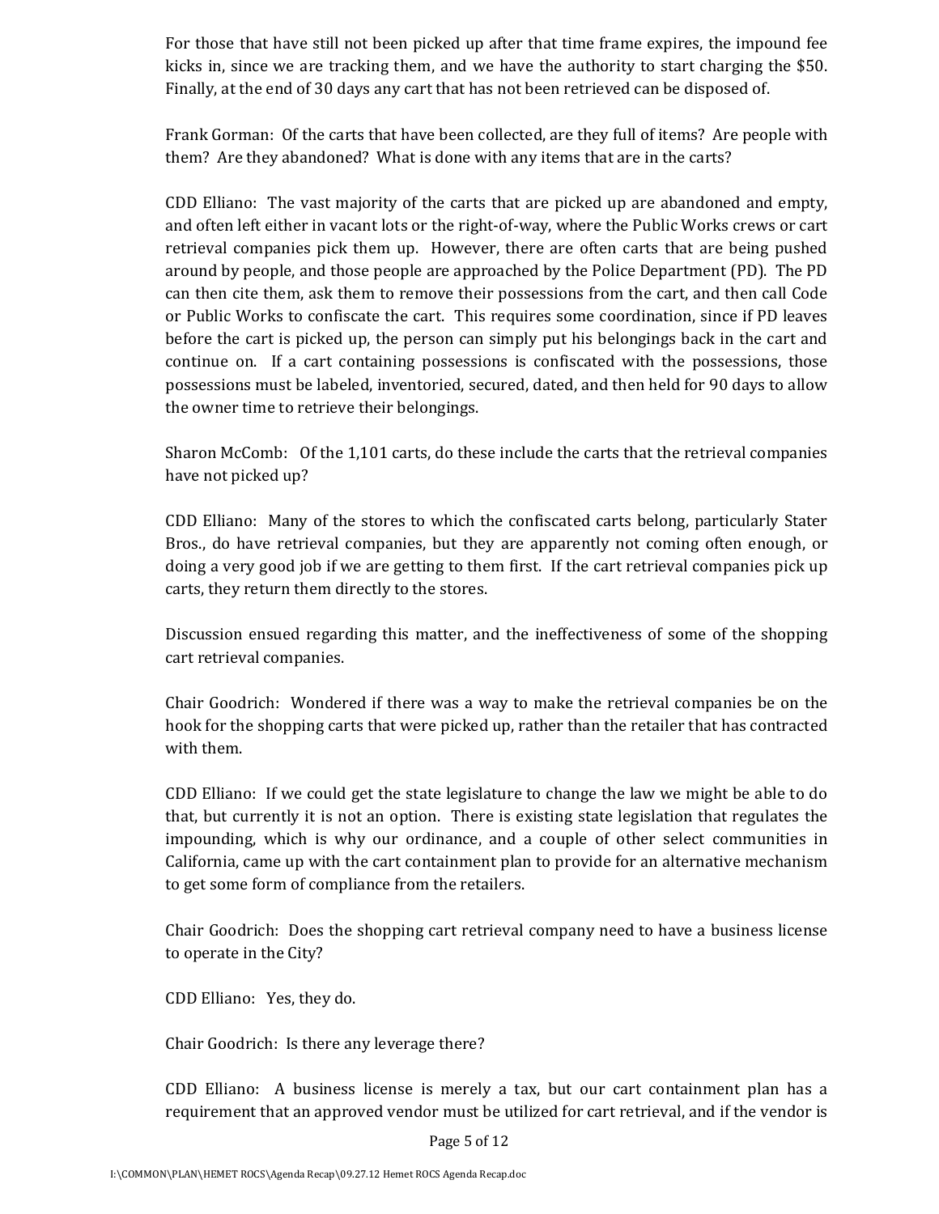For those that have still not been picked up after that time frame expires, the impound fee kicks in, since we are tracking them, and we have the authority to start charging the $50. Finally, at the end of 30 days any cart that has not been retrieved can be disposed of.

Frank Gorman: Of the carts that have been collected, are they full of items? Are people with them? Are they abandoned? What is done with any items that are in the carts?

CDD Elliano: The vast majority of the carts that are picked up are abandoned and empty, and often left either in vacant lots or the right-of-way, where the Public Works crews or cart retrieval companies pick them up. However, there are often carts that are being pushed around by people, and those people are approached by the Police Department (PD). The PD can then cite them, ask them to remove their possessions from the cart, and then call Code or Public Works to confiscate the cart. This requires some coordination, since if PD leaves before the cart is picked up, the person can simply put his belongings back in the cart and continue on. If a cart containing possessions is confiscated with the possessions, those possessions must be labeled, inventoried, secured, dated, and then held for 90 days to allow the owner time to retrieve their belongings.

Sharon McComb: Of the 1,101 carts, do these include the carts that the retrieval companies have not picked up?

CDD Elliano: Many of the stores to which the confiscated carts belong, particularly Stater Bros., do have retrieval companies, but they are apparently not coming often enough, or doing a very good job if we are getting to them first. If the cart retrieval companies pick up carts, they return them directly to the stores.

Discussion ensued regarding this matter, and the ineffectiveness of some of the shopping cart retrieval companies.

Chair Goodrich: Wondered if there was a way to make the retrieval companies be on the hook for the shopping carts that were picked up, rather than the retailer that has contracted with them.

CDD Elliano: If we could get the state legislature to change the law we might be able to do that, but currently it is not an option. There is existing state legislation that regulates the impounding, which is why our ordinance, and a couple of other select communities in California, came up with the cart containment plan to provide for an alternative mechanism to get some form of compliance from the retailers.

Chair Goodrich: Does the shopping cart retrieval company need to have a business license to operate in the City?

CDD Elliano: Yes, they do.

Chair Goodrich: Is there any leverage there?

CDD Elliano: A business license is merely a tax, but our cart containment plan has a requirement that an approved vendor must be utilized for cart retrieval, and if the vendor is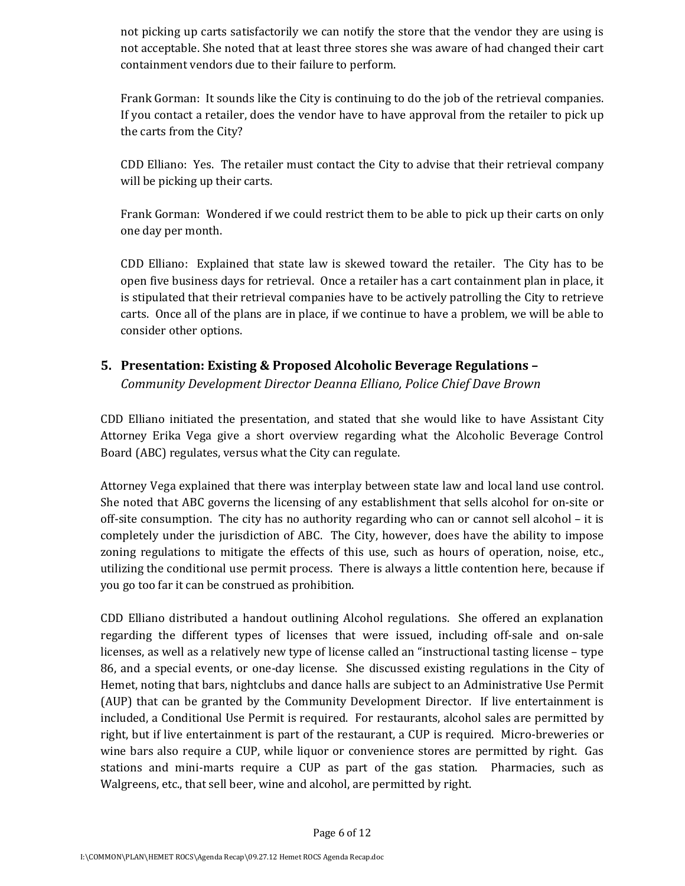not picking up carts satisfactorily we can notify the store that the vendor they are using is not acceptable. She noted that at least three stores she was aware of had changed their cart containment vendors due to their failure to perform.

Frank Gorman: It sounds like the City is continuing to do the job of the retrieval companies. If you contact a retailer, does the vendor have to have approval from the retailer to pick up the carts from the City?

CDD Elliano: Yes. The retailer must contact the City to advise that their retrieval company will be picking up their carts.

Frank Gorman: Wondered if we could restrict them to be able to pick up their carts on only one day per month.

CDD Elliano: Explained that state law is skewed toward the retailer. The City has to be open five business days for retrieval. Once a retailer has a cart containment plan in place, it is stipulated that their retrieval companies have to be actively patrolling the City to retrieve carts. Once all of the plans are in place, if we continue to have a problem, we will be able to consider other options.

### 5. Presentation: Existing & Proposed Alcoholic Beverage Regulations – *Community Development Director Deanna Elliano, Police Chief Dave Brown*

CDD Elliano initiated the presentation, and stated that she would like to have Assistant City Attorney Erika Vega give a short overview regarding what the Alcoholic Beverage Control Board (ABC) regulates, versus what the City can regulate.

Attorney Vega explained that there was interplay between state law and local land use control. She noted that ABC governs the licensing of any establishment that sells alcohol for on-site or off-site consumption. The city has no authority regarding who can or cannot sell alcohol – it is completely under the jurisdiction of ABC. The City, however, does have the ability to impose zoning regulations to mitigate the effects of this use, such as hours of operation, noise, etc., utilizing the conditional use permit process. There is always a little contention here, because if you go too far it can be construed as prohibition.

CDD Elliano distributed a handout outlining Alcohol regulations. She offered an explanation regarding the different types of licenses that were issued, including off-sale and on-sale licenses, as well as a relatively new type of license called an "instructional tasting license – type 86, and a special events, or one-day license. She discussed existing regulations in the City of Hemet, noting that bars, nightclubs and dance halls are subject to an Administrative Use Permit (AUP) that can be granted by the Community Development Director. If live entertainment is included, a Conditional Use Permit is required. For restaurants, alcohol sales are permitted by right, but if live entertainment is part of the restaurant, a CUP is required. Micro-breweries or wine bars also require a CUP, while liquor or convenience stores are permitted by right. Gas stations and mini-marts require a CUP as part of the gas station. Pharmacies, such as Walgreens, etc., that sell beer, wine and alcohol, are permitted by right.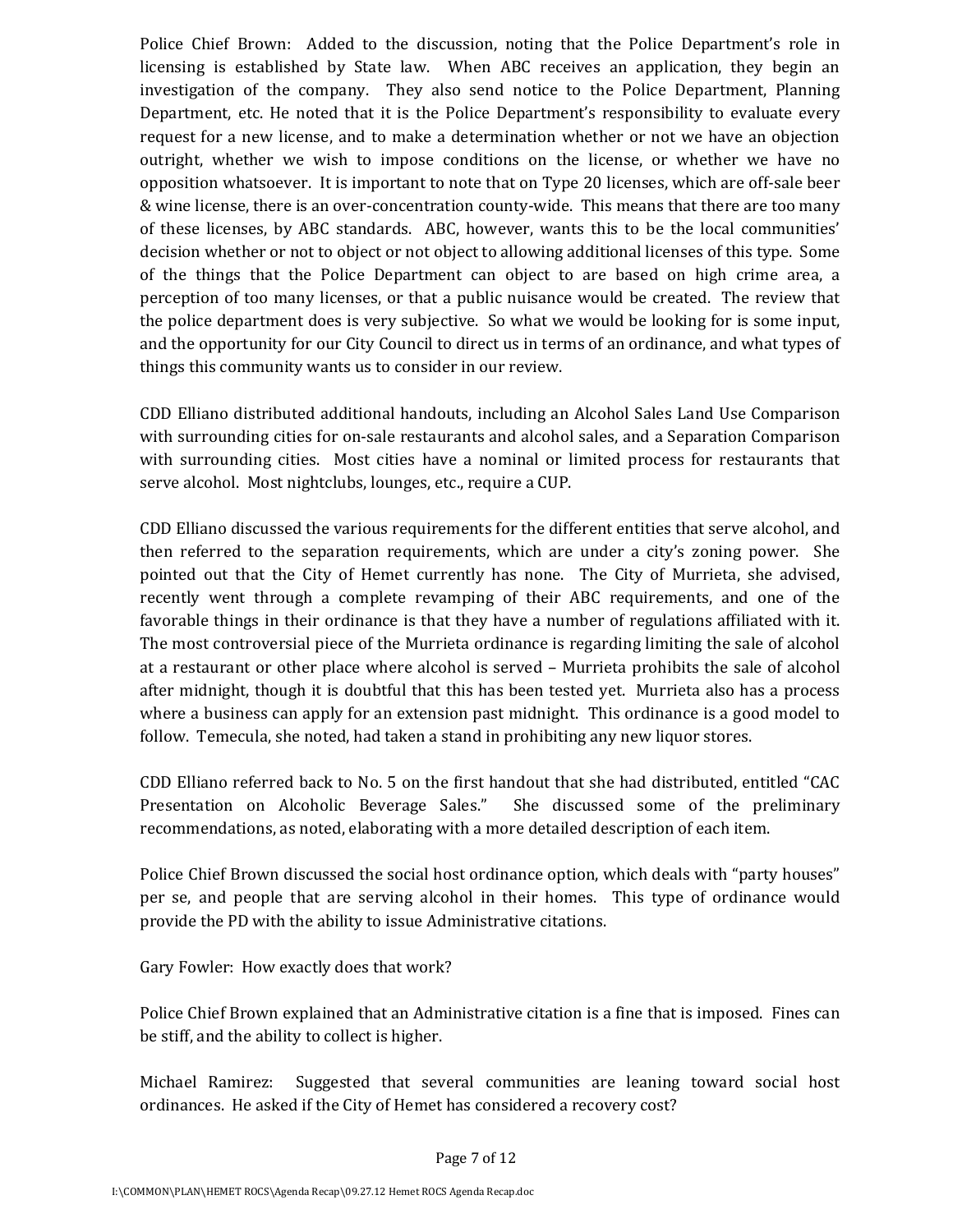Police Chief Brown: Added to the discussion, noting that the Police Department's role in licensing is established by State law. When ABC receives an application, they begin an investigation of the company. They also send notice to the Police Department, Planning Department, etc. He noted that it is the Police Department's responsibility to evaluate every request for a new license, and to make a determination whether or not we have an objection outright, whether we wish to impose conditions on the license, or whether we have no opposition whatsoever. It is important to note that on Type 20 licenses, which are off-sale beer & wine license, there is an over-concentration county-wide. This means that there are too many of these licenses, by ABC standards. ABC, however, wants this to be the local communities' decision whether or not to object or not object to allowing additional licenses of this type. Some of the things that the Police Department can object to are based on high crime area, a perception of too many licenses, or that a public nuisance would be created. The review that the police department does is very subjective. So what we would be looking for is some input, and the opportunity for our City Council to direct us in terms of an ordinance, and what types of things this community wants us to consider in our review.

CDD Elliano distributed additional handouts, including an Alcohol Sales Land Use Comparison with surrounding cities for on-sale restaurants and alcohol sales, and a Separation Comparison with surrounding cities. Most cities have a nominal or limited process for restaurants that serve alcohol. Most nightclubs, lounges, etc., require a CUP.

CDD Elliano discussed the various requirements for the different entities that serve alcohol, and then referred to the separation requirements, which are under a city's zoning power. She pointed out that the City of Hemet currently has none. The City of Murrieta, she advised, recently went through a complete revamping of their ABC requirements, and one of the favorable things in their ordinance is that they have a number of regulations affiliated with it. The most controversial piece of the Murrieta ordinance is regarding limiting the sale of alcohol at a restaurant or other place where alcohol is served – Murrieta prohibits the sale of alcohol after midnight, though it is doubtful that this has been tested yet. Murrieta also has a process where a business can apply for an extension past midnight. This ordinance is a good model to follow. Temecula, she noted, had taken a stand in prohibiting any new liquor stores.

CDD Elliano referred back to No. 5 on the first handout that she had distributed, entitled "CAC Presentation on Alcoholic Beverage Sales." She discussed some of the preliminary recommendations, as noted, elaborating with a more detailed description of each item.

Police Chief Brown discussed the social host ordinance option, which deals with "party houses" per se, and people that are serving alcohol in their homes. This type of ordinance would provide the PD with the ability to issue Administrative citations.

Gary Fowler: How exactly does that work?

Police Chief Brown explained that an Administrative citation is a fine that is imposed. Fines can be stiff, and the ability to collect is higher.

Michael Ramirez: Suggested that several communities are leaning toward social host ordinances. He asked if the City of Hemet has considered a recovery cost?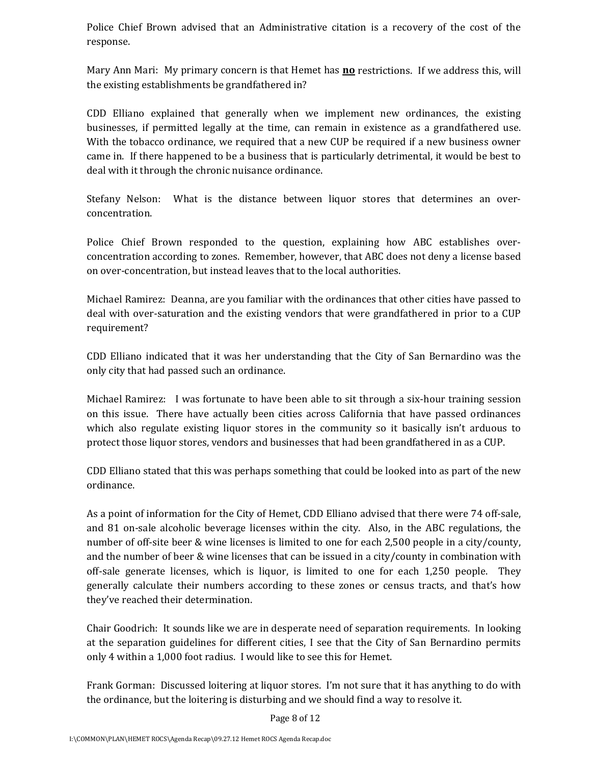Police Chief Brown advised that an Administrative citation is a recovery of the cost of the response.

Mary Ann Mari: My primary concern is that Hemet has **<u>no</u>** restrictions. If we address this, will the existing establishments be grandfathered in?

CDD Elliano explained that generally when we implement new ordinances, the existing businesses, if permitted legally at the time, can remain in existence as a grandfathered use. With the tobacco ordinance, we required that a new CUP be required if a new business owner came in. If there happened to be a business that is particularly detrimental, it would be best to deal with it through the chronic nuisance ordinance.

Stefany Nelson: What is the distance between liquor stores that determines an over-concentration.

Police Chief Brown responded to the question, explaining how ABC establishes over-concentration according to zones. Remember, however, that ABC does not deny a license based on over-concentration, but instead leaves that to the local authorities.

Michael Ramirez: Deanna, are you familiar with the ordinances that other cities have passed to deal with over-saturation and the existing vendors that were grandfathered in prior to a CUP requirement?

CDD Elliano indicated that it was her understanding that the City of San Bernardino was the only city that had passed such an ordinance.

Michael Ramirez: I was fortunate to have been able to sit through a six-hour training session on this issue. There have actually been cities across California that have passed ordinances which also regulate existing liquor stores in the community so it basically isn't arduous to protect those liquor stores, vendors and businesses that had been grandfathered in as a CUP.

CDD Elliano stated that this was perhaps something that could be looked into as part of the new ordinance.

As a point of information for the City of Hemet, CDD Elliano advised that there were 74 off-sale, and 81 on-sale alcoholic beverage licenses within the city. Also, in the ABC regulations, the number of off-site beer & wine licenses is limited to one for each 2,500 people in a city/county, and the number of beer & wine licenses that can be issued in a city/county in combination with off-sale generate licenses, which is liquor, is limited to one for each 1,250 people. They generally calculate their numbers according to these zones or census tracts, and that's how they've reached their determination.

Chair Goodrich: It sounds like we are in desperate need of separation requirements. In looking at the separation guidelines for different cities, I see that the City of San Bernardino permits only 4 within a 1,000 foot radius. I would like to see this for Hemet.

Frank Gorman: Discussed loitering at liquor stores. I'm not sure that it has anything to do with the ordinance, but the loitering is disturbing and we should find a way to resolve it.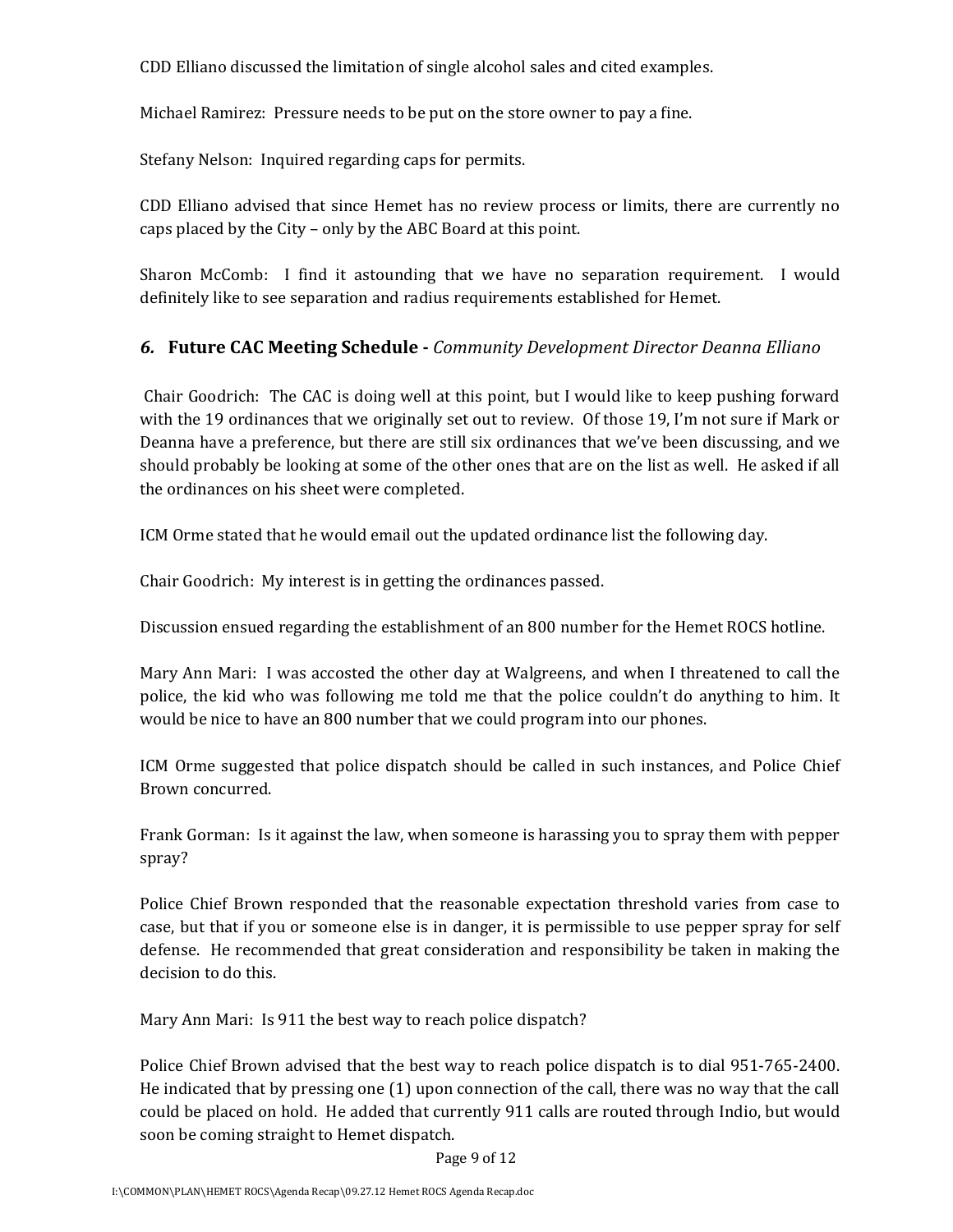CDD Elliano discussed the limitation of single alcohol sales and cited examples.

Michael Ramirez: Pressure needs to be put on the store owner to pay a fine.

Stefany Nelson: Inquired regarding caps for permits.

CDD Elliano advised that since Hemet has no review process or limits, there are currently no caps placed by the City – only by the ABC Board at this point.

Sharon McComb: I find it astounding that we have no separation requirement. I would definitely like to see separation and radius requirements established for Hemet.

### *6.* **Future CAC Meeting Schedule -** *Community Development Director Deanna Elliano*

Chair Goodrich: The CAC is doing well at this point, but I would like to keep pushing forward with the 19 ordinances that we originally set out to review. Of those 19, I'm not sure if Mark or Deanna have a preference, but there are still six ordinances that we've been discussing, and we should probably be looking at some of the other ones that are on the list as well. He asked if all the ordinances on his sheet were completed.

ICM Orme stated that he would email out the updated ordinance list the following day.

Chair Goodrich: My interest is in getting the ordinances passed.

Discussion ensued regarding the establishment of an 800 number for the Hemet ROCS hotline.

Mary Ann Mari: I was accosted the other day at Walgreens, and when I threatened to call the police, the kid who was following me told me that the police couldn't do anything to him. It would be nice to have an 800 number that we could program into our phones.

ICM Orme suggested that police dispatch should be called in such instances, and Police Chief Brown concurred.

Frank Gorman: Is it against the law, when someone is harassing you to spray them with pepper spray?

Police Chief Brown responded that the reasonable expectation threshold varies from case to case, but that if you or someone else is in danger, it is permissible to use pepper spray for self defense. He recommended that great consideration and responsibility be taken in making the decision to do this.

Mary Ann Mari: Is 911 the best way to reach police dispatch?

Police Chief Brown advised that the best way to reach police dispatch is to dial 951-765-2400. He indicated that by pressing one (1) upon connection of the call, there was no way that the call could be placed on hold. He added that currently 911 calls are routed through Indio, but would soon be coming straight to Hemet dispatch.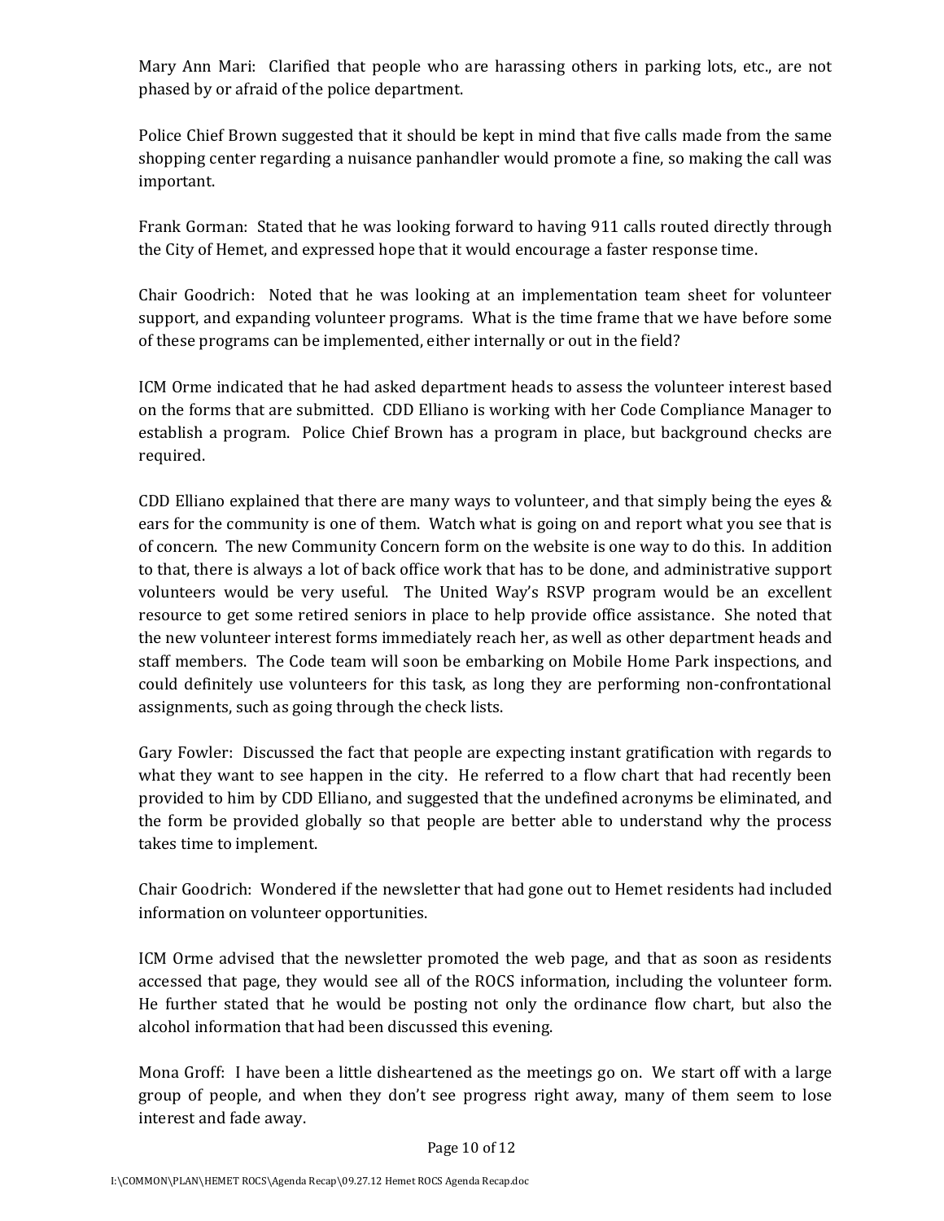Mary Ann Mari: Clarified that people who are harassing others in parking lots, etc., are not phased by or afraid of the police department.

Police Chief Brown suggested that it should be kept in mind that five calls made from the same shopping center regarding a nuisance panhandler would promote a fine, so making the call was important.

Frank Gorman: Stated that he was looking forward to having 911 calls routed directly through the City of Hemet, and expressed hope that it would encourage a faster response time.

Chair Goodrich: Noted that he was looking at an implementation team sheet for volunteer support, and expanding volunteer programs. What is the time frame that we have before some of these programs can be implemented, either internally or out in the field?

ICM Orme indicated that he had asked department heads to assess the volunteer interest based on the forms that are submitted. CDD Elliano is working with her Code Compliance Manager to establish a program. Police Chief Brown has a program in place, but background checks are required.

CDD Elliano explained that there are many ways to volunteer, and that simply being the eyes & ears for the community is one of them. Watch what is going on and report what you see that is of concern. The new Community Concern form on the website is one way to do this. In addition to that, there is always a lot of back office work that has to be done, and administrative support volunteers would be very useful. The United Way's RSVP program would be an excellent resource to get some retired seniors in place to help provide office assistance. She noted that the new volunteer interest forms immediately reach her, as well as other department heads and staff members. The Code team will soon be embarking on Mobile Home Park inspections, and could definitely use volunteers for this task, as long they are performing non-confrontational assignments, such as going through the check lists.

Gary Fowler: Discussed the fact that people are expecting instant gratification with regards to what they want to see happen in the city. He referred to a flow chart that had recently been provided to him by CDD Elliano, and suggested that the undefined acronyms be eliminated, and the form be provided globally so that people are better able to understand why the process takes time to implement.

Chair Goodrich: Wondered if the newsletter that had gone out to Hemet residents had included information on volunteer opportunities.

ICM Orme advised that the newsletter promoted the web page, and that as soon as residents accessed that page, they would see all of the ROCS information, including the volunteer form. He further stated that he would be posting not only the ordinance flow chart, but also the alcohol information that had been discussed this evening.

Mona Groff: I have been a little disheartened as the meetings go on. We start off with a large group of people, and when they don't see progress right away, many of them seem to lose interest and fade away.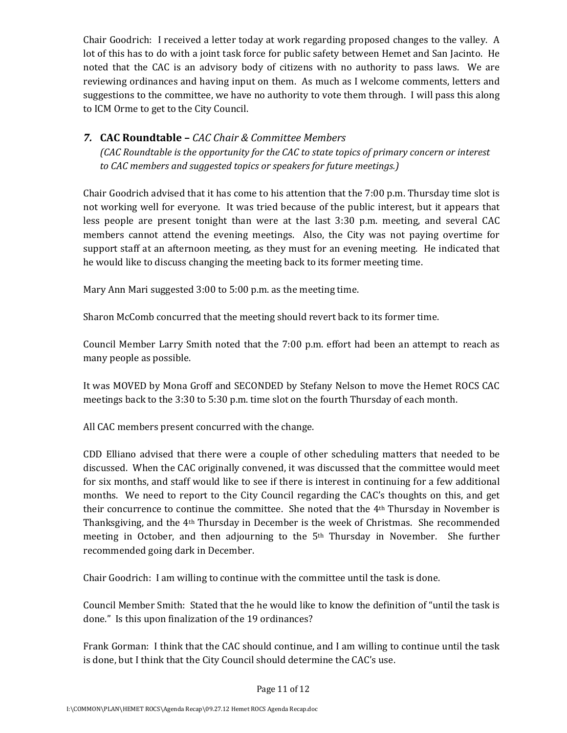Chair Goodrich: I received a letter today at work regarding proposed changes to the valley. A lot of this has to do with a joint task force for public safety between Hemet and San Jacinto. He noted that the CAC is an advisory body of citizens with no authority to pass laws. We are reviewing ordinances and having input on them. As much as I welcome comments, letters and suggestions to the committee, we have no authority to vote them through. I will pass this along to ICM Orme to get to the City Council.

## *7.* CAC Roundtable – *CAC Chair & Committee Members*

*(CAC Roundtable is the opportunity for the CAC to state topics of primary concern or interest to CAC members and suggested topics or speakers for future meetings.)*

Chair Goodrich advised that it has come to his attention that the 7:00 p.m. Thursday time slot is not working well for everyone. It was tried because of the public interest, but it appears that less people are present tonight than were at the last 3:30 p.m. meeting, and several CAC members cannot attend the evening meetings. Also, the City was not paying overtime for support staff at an afternoon meeting, as they must for an evening meeting. He indicated that he would like to discuss changing the meeting back to its former meeting time.

Mary Ann Mari suggested 3:00 to 5:00 p.m. as the meeting time.

Sharon McComb concurred that the meeting should revert back to its former time.

Council Member Larry Smith noted that the 7:00 p.m. effort had been an attempt to reach as many people as possible.

It was MOVED by Mona Groff and SECONDED by Stefany Nelson to move the Hemet ROCS CAC meetings back to the 3:30 to 5:30 p.m. time slot on the fourth Thursday of each month.

All CAC members present concurred with the change.

CDD Elliano advised that there were a couple of other scheduling matters that needed to be discussed. When the CAC originally convened, it was discussed that the committee would meet for six months, and staff would like to see if there is interest in continuing for a few additional months. We need to report to the City Council regarding the CAC's thoughts on this, and get their concurrence to continue the committee. She noted that the 4th Thursday in November is Thanksgiving, and the 4th Thursday in December is the week of Christmas. She recommended meeting in October, and then adjourning to the 5th Thursday in November. She further recommended going dark in December.

Chair Goodrich: I am willing to continue with the committee until the task is done.

Council Member Smith: Stated that the he would like to know the definition of "until the task is done." Is this upon finalization of the 19 ordinances?

Frank Gorman: I think that the CAC should continue, and I am willing to continue until the task is done, but I think that the City Council should determine the CAC's use.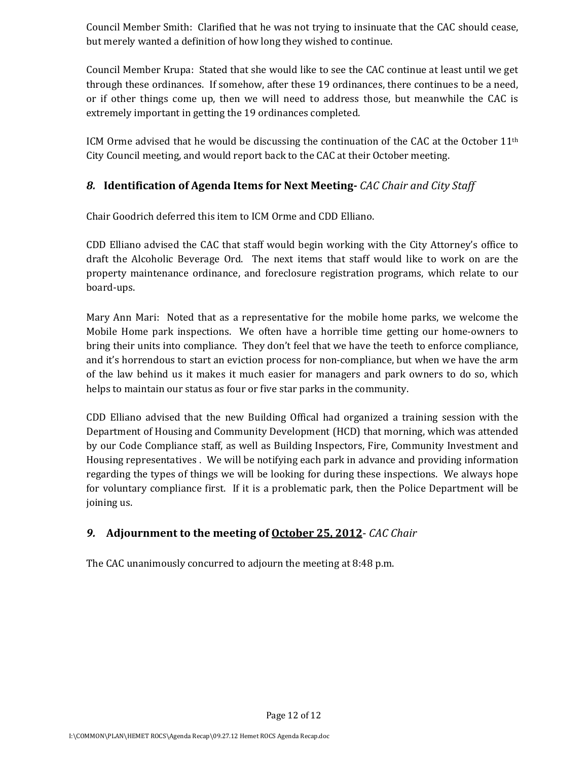Council Member Smith: Clarified that he was not trying to insinuate that the CAC should cease, but merely wanted a definition of how long they wished to continue.

Council Member Krupa: Stated that she would like to see the CAC continue at least until we get through these ordinances. If somehow, after these 19 ordinances, there continues to be a need, or if other things come up, then we will need to address those, but meanwhile the CAC is extremely important in getting the 19 ordinances completed.

ICM Orme advised that he would be discussing the continuation of the CAC at the October 11th City Council meeting, and would report back to the CAC at their October meeting.

## *8.* Identification of Agenda Items for Next Meeting- *CAC Chair and City Staff*

Chair Goodrich deferred this item to ICM Orme and CDD Elliano.

CDD Elliano advised the CAC that staff would begin working with the City Attorney's office to draft the Alcoholic Beverage Ord. The next items that staff would like to work on are the property maintenance ordinance, and foreclosure registration programs, which relate to our board-ups.

Mary Ann Mari: Noted that as a representative for the mobile home parks, we welcome the Mobile Home park inspections. We often have a horrible time getting our home-owners to bring their units into compliance. They don't feel that we have the teeth to enforce compliance, and it's horrendous to start an eviction process for non-compliance, but when we have the arm of the law behind us it makes it much easier for managers and park owners to do so, which helps to maintain our status as four or five star parks in the community.

CDD Elliano advised that the new Building Offical had organized a training session with the Department of Housing and Community Development (HCD) that morning, which was attended by our Code Compliance staff, as well as Building Inspectors, Fire, Community Investment and Housing representatives . We will be notifying each park in advance and providing information regarding the types of things we will be looking for during these inspections. We always hope for voluntary compliance first. If it is a problematic park, then the Police Department will be joining us.

## *9.* Adjournment to the meeting of <u>October 25, 2012</u>- *CAC Chair*

The CAC unanimously concurred to adjourn the meeting at 8:48 p.m.

I:\COMMON\PLAN\HEMET ROCS\Agenda Recap\09.27.12 Hemet ROCS Agenda Recap.doc